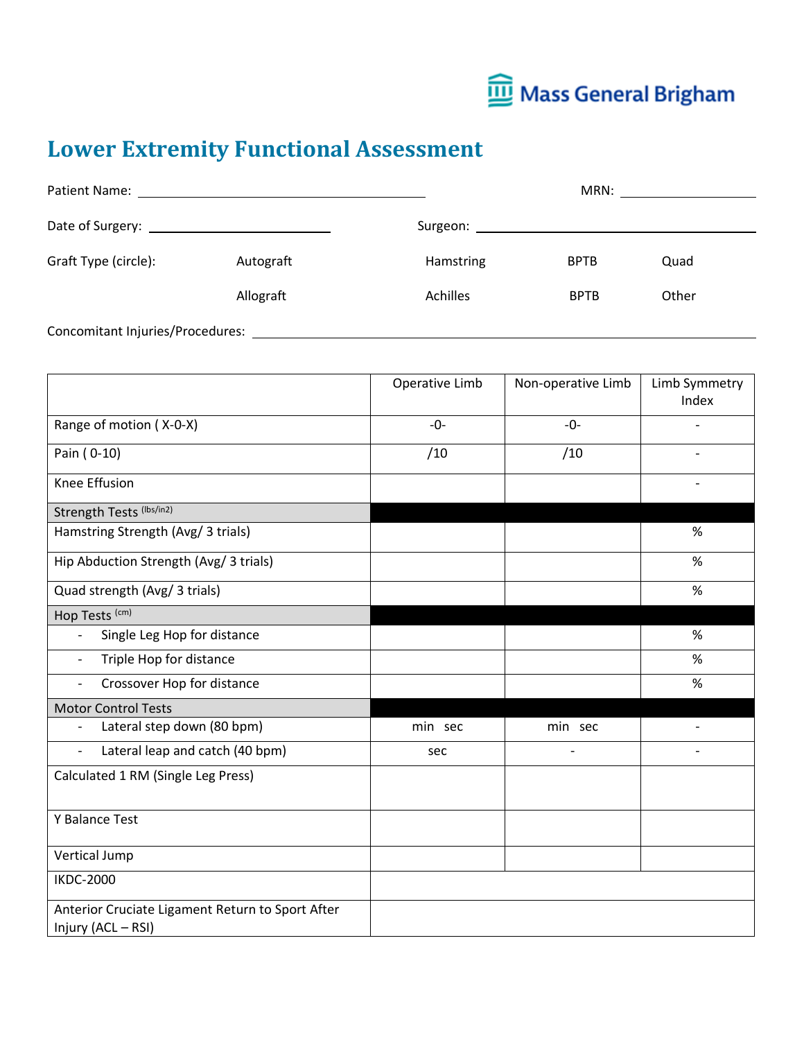Mass General Brigham

# Lower Extremity Functional Assessment

Patient Name: ______________________________ MRN: ____________________

Date of Surgery: ____________________ Surgeon: ______________________________

Graft Type (circle):

| | | | | |
|---|---|---|---|---|
| Graft Type (circle): | Autograft | Hamstring | BPTB | Quad |
| | Allograft | Achilles | BPTB | Other |

Concomitant Injuries/Procedures: ______________________________

| | Operative Limb | Non-operative Limb | Limb Symmetry Index |
|---|---|---|---|
| Range of motion ( X-0-X) | -0- | -0- | - |
| Pain ( 0-10) | /10 | /10 | - |
| Knee Effusion | | | - |
| Strength Tests (lbs/in2) | | | |
| Hamstring Strength (Avg/ 3 trials) | | | % |
| Hip Abduction Strength (Avg/ 3 trials) | | | % |
| Quad strength (Avg/ 3 trials) | | | % |
| Hop Tests (cm) | | | |
| - Single Leg Hop for distance | | | % |
| - Triple Hop for distance | | | % |
| - Crossover Hop for distance | | | % |
| Motor Control Tests | | | |
| - Lateral step down (80 bpm) | min sec | min sec | - |
| - Lateral leap and catch (40 bpm) | sec | - | - |
| Calculated 1 RM (Single Leg Press) | | | |
| Y Balance Test | | | |
| Vertical Jump | | | |
| IKDC-2000 | | | |
| Anterior Cruciate Ligament Return to Sport After Injury (ACL – RSI) | | | |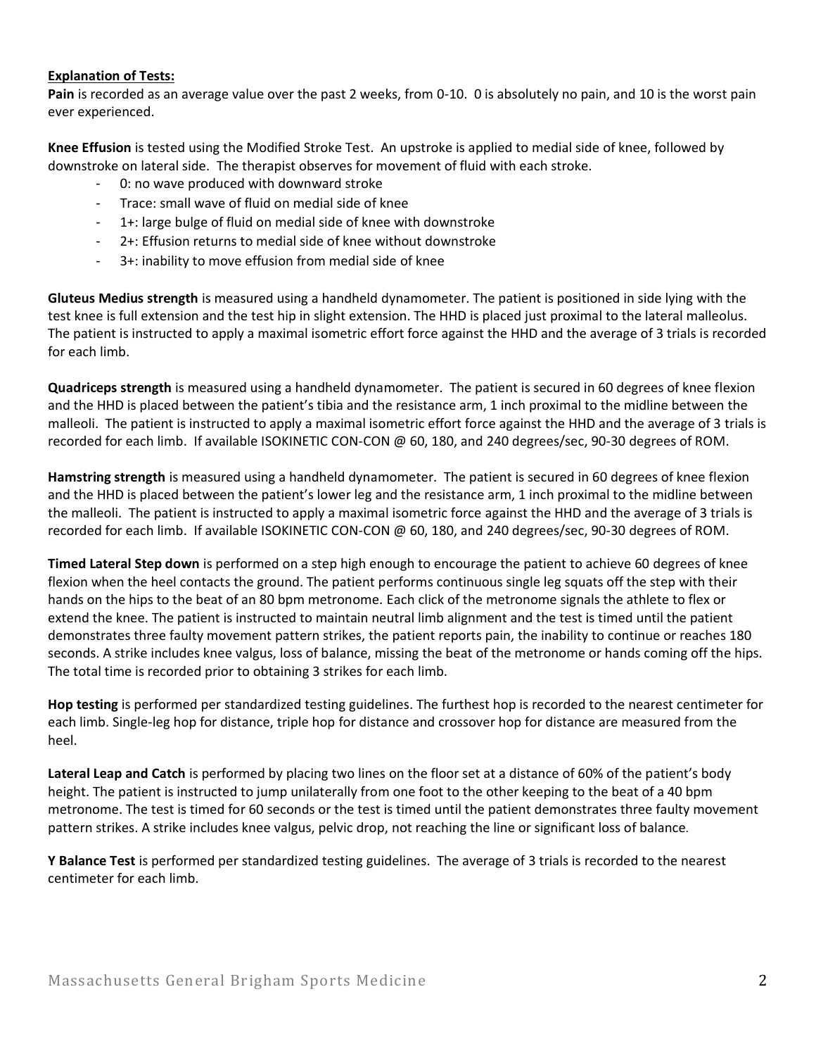**Explanation of Tests:**

**Pain** is recorded as an average value over the past 2 weeks, from 0-10. 0 is absolutely no pain, and 10 is the worst pain ever experienced.

**Knee Effusion** is tested using the Modified Stroke Test. An upstroke is applied to medial side of knee, followed by downstroke on lateral side. The therapist observes for movement of fluid with each stroke.

- 0: no wave produced with downward stroke
- Trace: small wave of fluid on medial side of knee
- 1+: large bulge of fluid on medial side of knee with downstroke
- 2+: Effusion returns to medial side of knee without downstroke
- 3+: inability to move effusion from medial side of knee

**Gluteus Medius strength** is measured using a handheld dynamometer. The patient is positioned in side lying with the test knee is full extension and the test hip in slight extension. The HHD is placed just proximal to the lateral malleolus. The patient is instructed to apply a maximal isometric effort force against the HHD and the average of 3 trials is recorded for each limb.

**Quadriceps strength** is measured using a handheld dynamometer. The patient is secured in 60 degrees of knee flexion and the HHD is placed between the patient's tibia and the resistance arm, 1 inch proximal to the midline between the malleoli. The patient is instructed to apply a maximal isometric effort force against the HHD and the average of 3 trials is recorded for each limb. If available ISOKINETIC CON-CON @ 60, 180, and 240 degrees/sec, 90-30 degrees of ROM.

**Hamstring strength** is measured using a handheld dynamometer. The patient is secured in 60 degrees of knee flexion and the HHD is placed between the patient's lower leg and the resistance arm, 1 inch proximal to the midline between the malleoli. The patient is instructed to apply a maximal isometric force against the HHD and the average of 3 trials is recorded for each limb. If available ISOKINETIC CON-CON @ 60, 180, and 240 degrees/sec, 90-30 degrees of ROM.

**Timed Lateral Step down** is performed on a step high enough to encourage the patient to achieve 60 degrees of knee flexion when the heel contacts the ground. The patient performs continuous single leg squats off the step with their hands on the hips to the beat of an 80 bpm metronome. Each click of the metronome signals the athlete to flex or extend the knee. The patient is instructed to maintain neutral limb alignment and the test is timed until the patient demonstrates three faulty movement pattern strikes, the patient reports pain, the inability to continue or reaches 180 seconds. A strike includes knee valgus, loss of balance, missing the beat of the metronome or hands coming off the hips. The total time is recorded prior to obtaining 3 strikes for each limb.

**Hop testing** is performed per standardized testing guidelines. The furthest hop is recorded to the nearest centimeter for each limb. Single-leg hop for distance, triple hop for distance and crossover hop for distance are measured from the heel.

**Lateral Leap and Catch** is performed by placing two lines on the floor set at a distance of 60% of the patient's body height. The patient is instructed to jump unilaterally from one foot to the other keeping to the beat of a 40 bpm metronome. The test is timed for 60 seconds or the test is timed until the patient demonstrates three faulty movement pattern strikes. A strike includes knee valgus, pelvic drop, not reaching the line or significant loss of balance.

**Y Balance Test** is performed per standardized testing guidelines. The average of 3 trials is recorded to the nearest centimeter for each limb.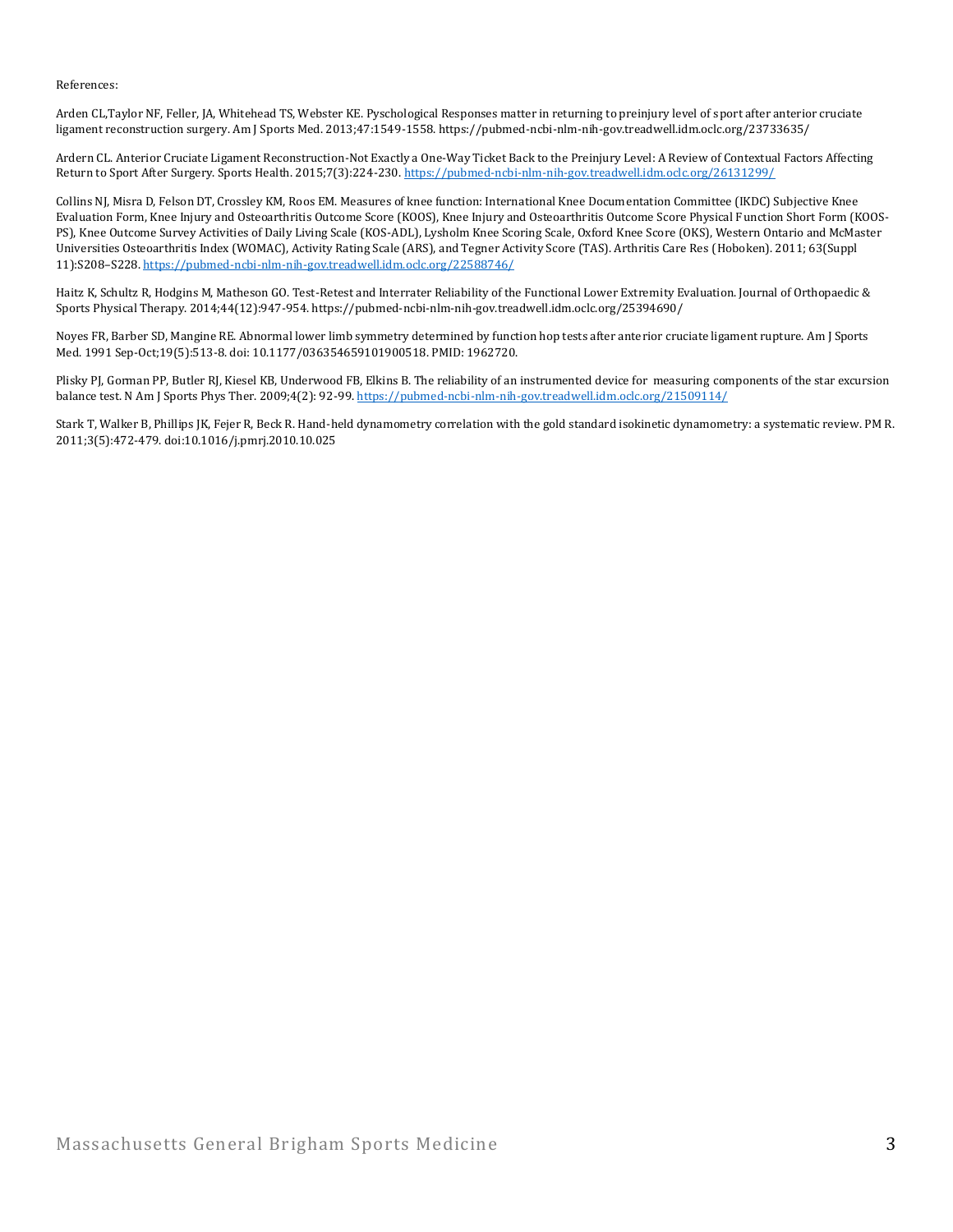References:

Arden CL,Taylor NF, Feller, JA, Whitehead TS, Webster KE. Pyschological Responses matter in returning to preinjury level of sport after anterior cruciate ligament reconstruction surgery. Am J Sports Med. 2013;47:1549-1558. https://pubmed-ncbi-nlm-nih-gov.treadwell.idm.oclc.org/23733635/

Ardern CL. Anterior Cruciate Ligament Reconstruction-Not Exactly a One-Way Ticket Back to the Preinjury Level: A Review of Contextual Factors Affecting Return to Sport After Surgery. Sports Health. 2015;7(3):224-230. https://pubmed-ncbi-nlm-nih-gov.treadwell.idm.oclc.org/26131299/

Collins NJ, Misra D, Felson DT, Crossley KM, Roos EM. Measures of knee function: International Knee Documentation Committee (IKDC) Subjective Knee Evaluation Form, Knee Injury and Osteoarthritis Outcome Score (KOOS), Knee Injury and Osteoarthritis Outcome Score Physical Function Short Form (KOOS-PS), Knee Outcome Survey Activities of Daily Living Scale (KOS-ADL), Lysholm Knee Scoring Scale, Oxford Knee Score (OKS), Western Ontario and McMaster Universities Osteoarthritis Index (WOMAC), Activity Rating Scale (ARS), and Tegner Activity Score (TAS). Arthritis Care Res (Hoboken). 2011; 63(Suppl 11):S208–S228. https://pubmed-ncbi-nlm-nih-gov.treadwell.idm.oclc.org/22588746/

Haitz K, Schultz R, Hodgins M, Matheson GO. Test-Retest and Interrater Reliability of the Functional Lower Extremity Evaluation. Journal of Orthopaedic & Sports Physical Therapy. 2014;44(12):947-954. https://pubmed-ncbi-nlm-nih-gov.treadwell.idm.oclc.org/25394690/

Noyes FR, Barber SD, Mangine RE. Abnormal lower limb symmetry determined by function hop tests after anterior cruciate ligament rupture. Am J Sports Med. 1991 Sep-Oct;19(5):513-8. doi: 10.1177/036354659101900518. PMID: 1962720.

Plisky PJ, Gorman PP, Butler RJ, Kiesel KB, Underwood FB, Elkins B. The reliability of an instrumented device for measuring components of the star excursion balance test. N Am J Sports Phys Ther. 2009;4(2): 92-99. https://pubmed-ncbi-nlm-nih-gov.treadwell.idm.oclc.org/21509114/

Stark T, Walker B, Phillips JK, Fejer R, Beck R. Hand-held dynamometry correlation with the gold standard isokinetic dynamometry: a systematic review. PM R. 2011;3(5):472-479. doi:10.1016/j.pmrj.2010.10.025